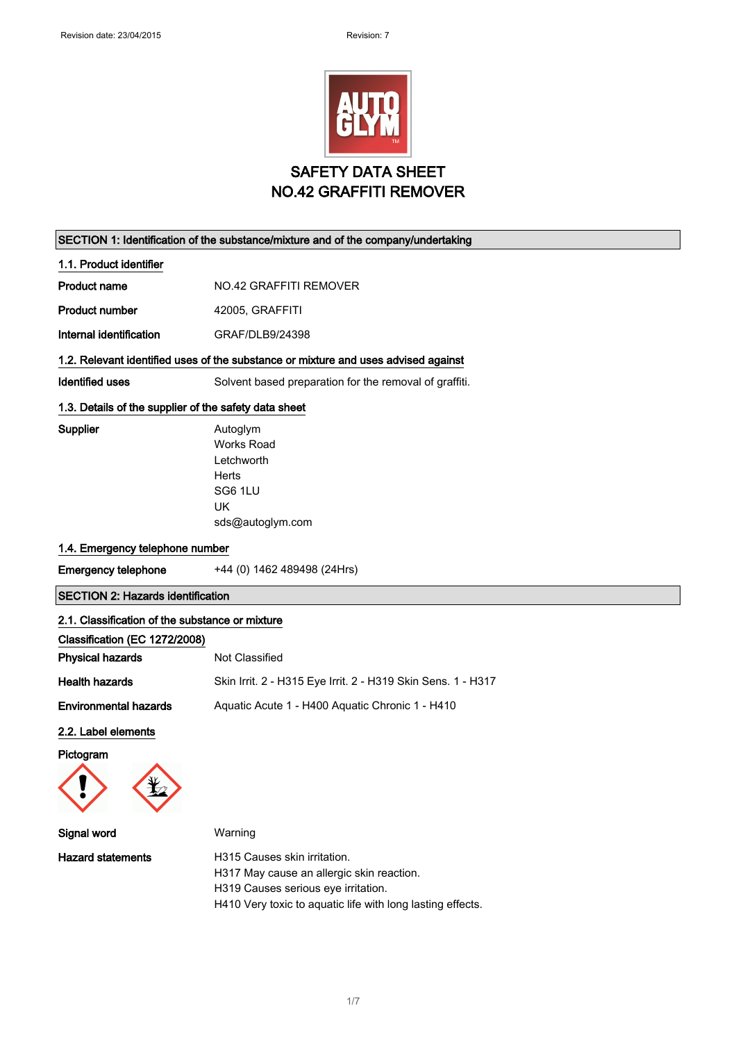# SAFETY DATA SHEET
# NO.42 GRAFFITI REMOVER

## SECTION 1: Identification of the substance/mixture and of the company/undertaking

### 1.1. Product identifier

**Product name** NO.42 GRAFFITI REMOVER

**Product number** 42005, GRAFFITI

**Internal identification** GRAF/DLB9/24398

### 1.2. Relevant identified uses of the substance or mixture and uses advised against

**Identified uses** Solvent based preparation for the removal of graffiti.

### 1.3. Details of the supplier of the safety data sheet

**Supplier**
Autoglym
Works Road
Letchworth
Herts
SG6 1LU
UK
sds@autoglym.com

### 1.4. Emergency telephone number

**Emergency telephone** +44 (0) 1462 489498 (24Hrs)

## SECTION 2: Hazards identification

### 2.1. Classification of the substance or mixture

**Classification (EC 1272/2008)**

**Physical hazards** Not Classified

**Health hazards** Skin Irrit. 2 - H315 Eye Irrit. 2 - H319 Skin Sens. 1 - H317

**Environmental hazards** Aquatic Acute 1 - H400 Aquatic Chronic 1 - H410

### 2.2. Label elements

**Pictogram**

**Signal word** Warning

**Hazard statements**
H315 Causes skin irritation.
H317 May cause an allergic skin reaction.
H319 Causes serious eye irritation.
H410 Very toxic to aquatic life with long lasting effects.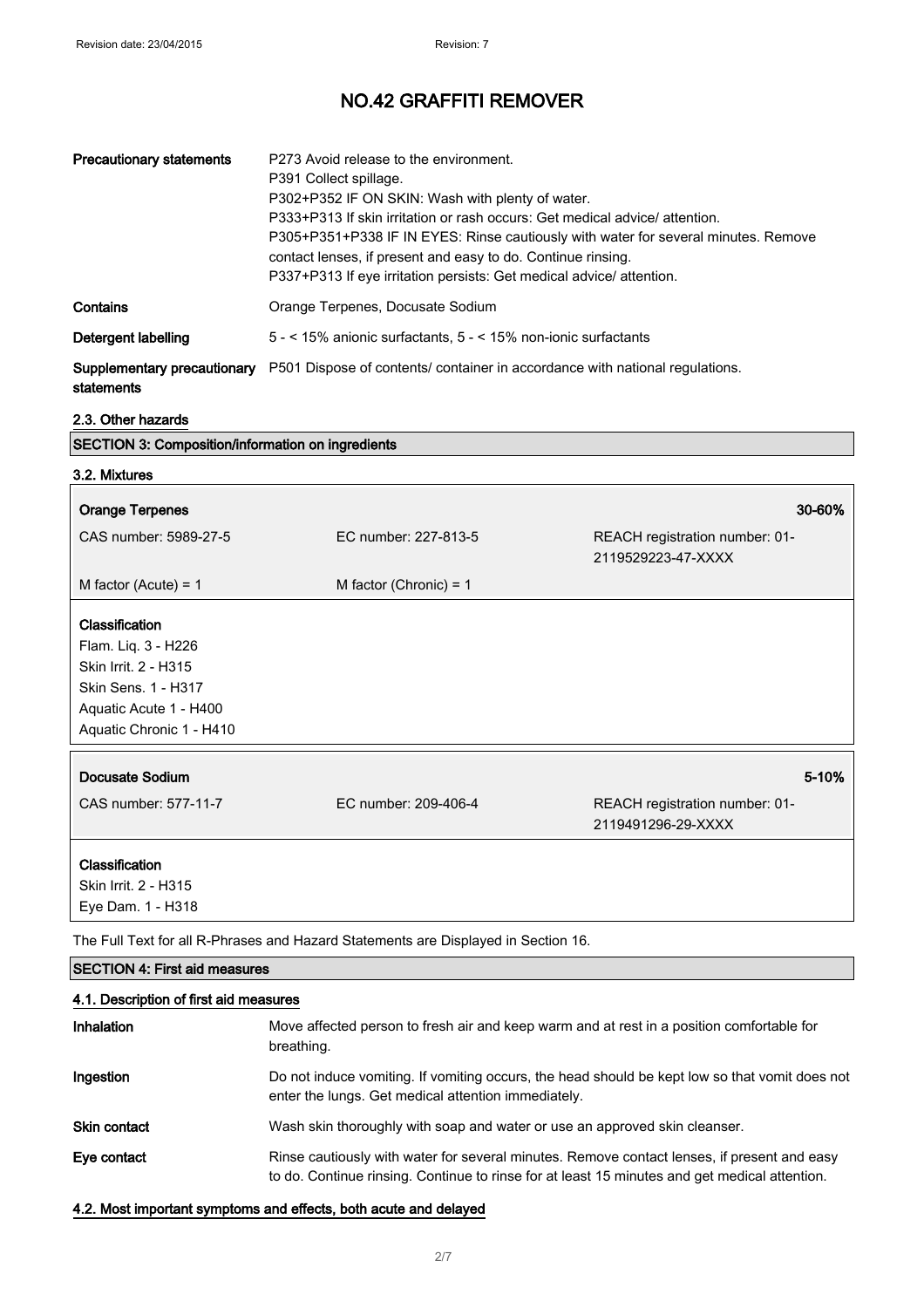# NO.42 GRAFFITI REMOVER

| | |
|---|---|
| **Precautionary statements** | P273 Avoid release to the environment.<br>P391 Collect spillage.<br>P302+P352 IF ON SKIN: Wash with plenty of water.<br>P333+P313 If skin irritation or rash occurs: Get medical advice/ attention.<br>P305+P351+P338 IF IN EYES: Rinse cautiously with water for several minutes. Remove contact lenses, if present and easy to do. Continue rinsing.<br>P337+P313 If eye irritation persists: Get medical advice/ attention. |
| **Contains** | Orange Terpenes, Docusate Sodium |
| **Detergent labelling** | 5 - < 15% anionic surfactants, 5 - < 15% non-ionic surfactants |
| **Supplementary precautionary statements** | P501 Dispose of contents/ container in accordance with national regulations. |

### 2.3. Other hazards

## SECTION 3: Composition/information on ingredients

### 3.2. Mixtures

| **Orange Terpenes** | | **30-60%** |
|---|---|---|
| CAS number: 5989-27-5 | EC number: 227-813-5 | REACH registration number: 01-2119529223-47-XXXX |
| M factor (Acute) = 1 | M factor (Chronic) = 1 | |

**Classification**
Flam. Liq. 3 - H226
Skin Irrit. 2 - H315
Skin Sens. 1 - H317
Aquatic Acute 1 - H400
Aquatic Chronic 1 - H410

| **Docusate Sodium** | | **5-10%** |
|---|---|---|
| CAS number: 577-11-7 | EC number: 209-406-4 | REACH registration number: 01-2119491296-29-XXXX |

**Classification**
Skin Irrit. 2 - H315
Eye Dam. 1 - H318

The Full Text for all R-Phrases and Hazard Statements are Displayed in Section 16.

## SECTION 4: First aid measures

### 4.1. Description of first aid measures

| | |
|---|---|
| **Inhalation** | Move affected person to fresh air and keep warm and at rest in a position comfortable for breathing. |
| **Ingestion** | Do not induce vomiting. If vomiting occurs, the head should be kept low so that vomit does not enter the lungs. Get medical attention immediately. |
| **Skin contact** | Wash skin thoroughly with soap and water or use an approved skin cleanser. |
| **Eye contact** | Rinse cautiously with water for several minutes. Remove contact lenses, if present and easy to do. Continue rinsing. Continue to rinse for at least 15 minutes and get medical attention. |

### 4.2. Most important symptoms and effects, both acute and delayed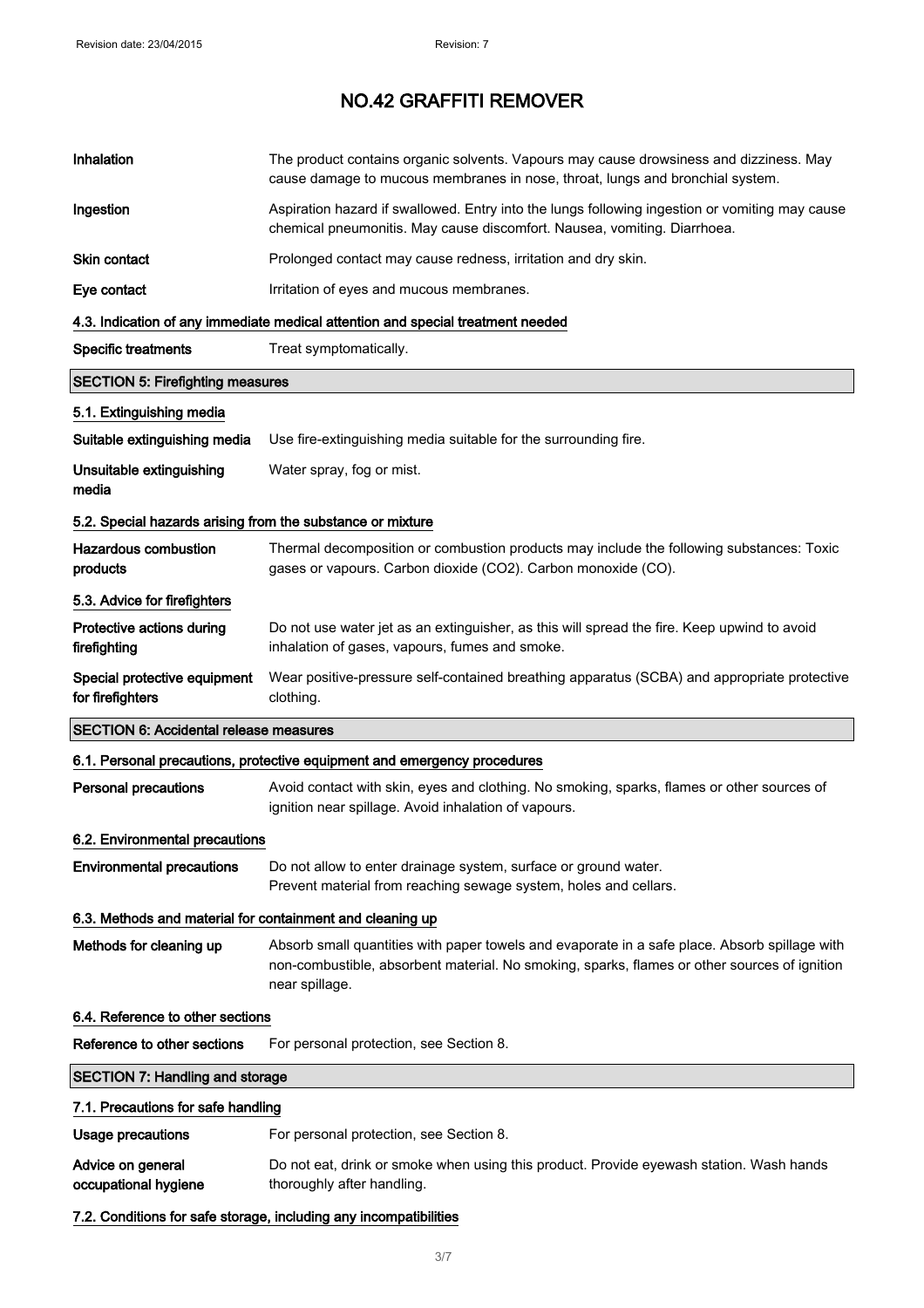# NO.42 GRAFFITI REMOVER

| | |
|---|---|
| **Inhalation** | The product contains organic solvents. Vapours may cause drowsiness and dizziness. May cause damage to mucous membranes in nose, throat, lungs and bronchial system. |
| **Ingestion** | Aspiration hazard if swallowed. Entry into the lungs following ingestion or vomiting may cause chemical pneumonitis. May cause discomfort. Nausea, vomiting. Diarrhoea. |
| **Skin contact** | Prolonged contact may cause redness, irritation and dry skin. |
| **Eye contact** | Irritation of eyes and mucous membranes. |

### 4.3. Indication of any immediate medical attention and special treatment needed

| | |
|---|---|
| **Specific treatments** | Treat symptomatically. |

## SECTION 5: Firefighting measures

### 5.1. Extinguishing media

| | |
|---|---|
| **Suitable extinguishing media** | Use fire-extinguishing media suitable for the surrounding fire. |
| **Unsuitable extinguishing media** | Water spray, fog or mist. |

### 5.2. Special hazards arising from the substance or mixture

| | |
|---|---|
| **Hazardous combustion products** | Thermal decomposition or combustion products may include the following substances: Toxic gases or vapours. Carbon dioxide ($CO_2$). Carbon monoxide (CO). |

### 5.3. Advice for firefighters

| | |
|---|---|
| **Protective actions during firefighting** | Do not use water jet as an extinguisher, as this will spread the fire. Keep upwind to avoid inhalation of gases, vapours, fumes and smoke. |
| **Special protective equipment for firefighters** | Wear positive-pressure self-contained breathing apparatus (SCBA) and appropriate protective clothing. |

## SECTION 6: Accidental release measures

### 6.1. Personal precautions, protective equipment and emergency procedures

| | |
|---|---|
| **Personal precautions** | Avoid contact with skin, eyes and clothing. No smoking, sparks, flames or other sources of ignition near spillage. Avoid inhalation of vapours. |

### 6.2. Environmental precautions

| | |
|---|---|
| **Environmental precautions** | Do not allow to enter drainage system, surface or ground water. Prevent material from reaching sewage system, holes and cellars. |

### 6.3. Methods and material for containment and cleaning up

| | |
|---|---|
| **Methods for cleaning up** | Absorb small quantities with paper towels and evaporate in a safe place. Absorb spillage with non-combustible, absorbent material. No smoking, sparks, flames or other sources of ignition near spillage. |

### 6.4. Reference to other sections

| | |
|---|---|
| **Reference to other sections** | For personal protection, see Section 8. |

## SECTION 7: Handling and storage

### 7.1. Precautions for safe handling

| | |
|---|---|
| **Usage precautions** | For personal protection, see Section 8. |
| **Advice on general occupational hygiene** | Do not eat, drink or smoke when using this product. Provide eyewash station. Wash hands thoroughly after handling. |

### 7.2. Conditions for safe storage, including any incompatibilities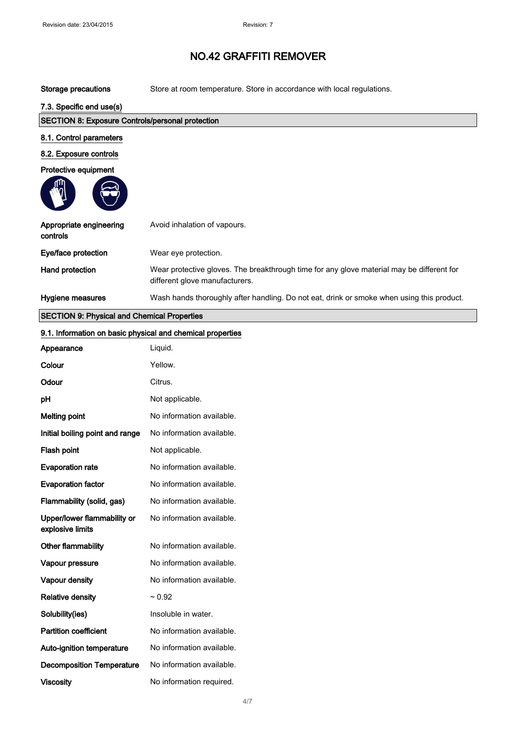# NO.42 GRAFFITI REMOVER

| | |
|---|---|
| **Storage precautions** | Store at room temperature. Store in accordance with local regulations. |

**7.3. Specific end use(s)**

## SECTION 8: Exposure Controls/personal protection

**8.1. Control parameters**

**8.2. Exposure controls**

**Protective equipment**

| | |
|---|---|
| **Appropriate engineering controls** | Avoid inhalation of vapours. |
| **Eye/face protection** | Wear eye protection. |
| **Hand protection** | Wear protective gloves. The breakthrough time for any glove material may be different for different glove manufacturers. |
| **Hygiene measures** | Wash hands thoroughly after handling. Do not eat, drink or smoke when using this product. |

## SECTION 9: Physical and Chemical Properties

**9.1. Information on basic physical and chemical properties**

| | |
|---|---|
| **Appearance** | Liquid. |
| **Colour** | Yellow. |
| **Odour** | Citrus. |
| **pH** | Not applicable. |
| **Melting point** | No information available. |
| **Initial boiling point and range** | No information available. |
| **Flash point** | Not applicable. |
| **Evaporation rate** | No information available. |
| **Evaporation factor** | No information available. |
| **Flammability (solid, gas)** | No information available. |
| **Upper/lower flammability or explosive limits** | No information available. |
| **Other flammability** | No information available. |
| **Vapour pressure** | No information available. |
| **Vapour density** | No information available. |
| **Relative density** | ~ 0.92 |
| **Solubility(ies)** | Insoluble in water. |
| **Partition coefficient** | No information available. |
| **Auto-ignition temperature** | No information available. |
| **Decomposition Temperature** | No information available. |
| **Viscosity** | No information required. |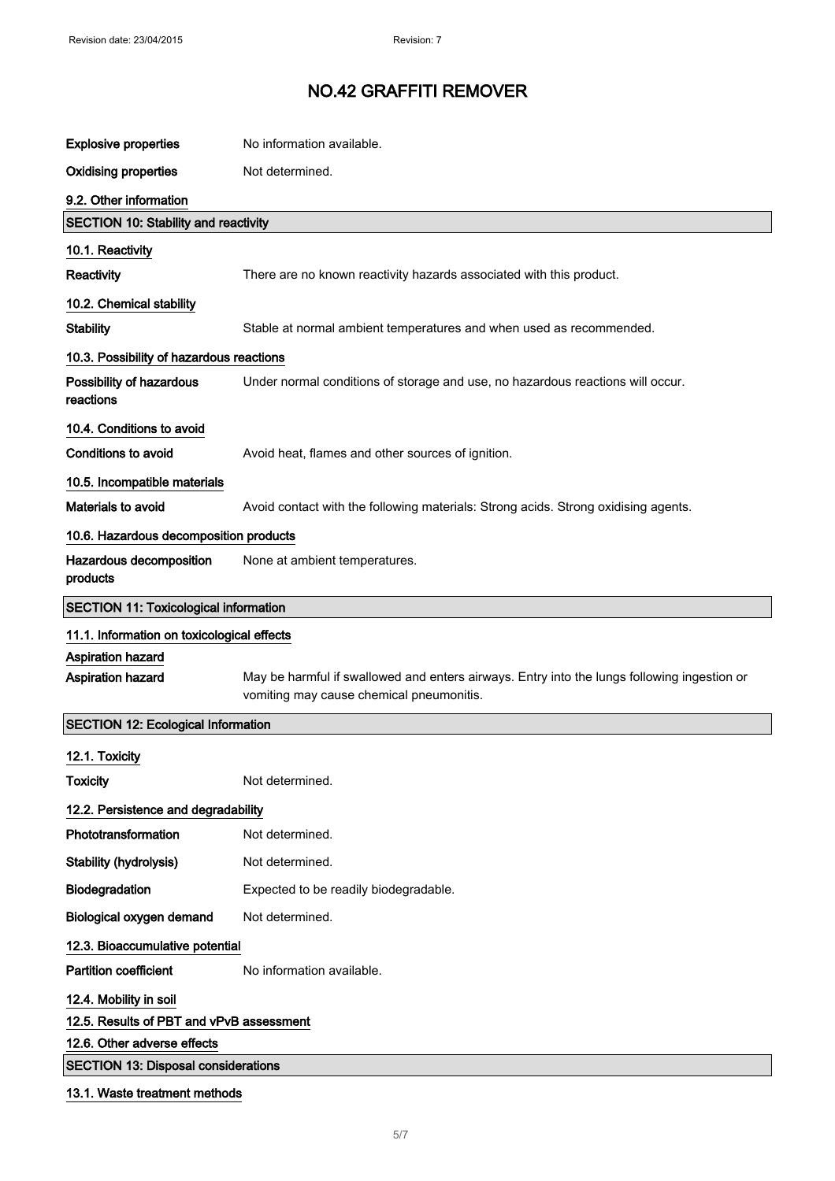| | |
|---|---|
| **Explosive properties** | No information available. |
| **Oxidising properties** | Not determined. |

### 9.2. Other information

## SECTION 10: Stability and reactivity

### 10.1. Reactivity

| | |
|---|---|
| **Reactivity** | There are no known reactivity hazards associated with this product. |

### 10.2. Chemical stability

| | |
|---|---|
| **Stability** | Stable at normal ambient temperatures and when used as recommended. |

### 10.3. Possibility of hazardous reactions

| | |
|---|---|
| **Possibility of hazardous reactions** | Under normal conditions of storage and use, no hazardous reactions will occur. |

### 10.4. Conditions to avoid

| | |
|---|---|
| **Conditions to avoid** | Avoid heat, flames and other sources of ignition. |

### 10.5. Incompatible materials

| | |
|---|---|
| **Materials to avoid** | Avoid contact with the following materials: Strong acids. Strong oxidising agents. |

### 10.6. Hazardous decomposition products

| | |
|---|---|
| **Hazardous decomposition products** | None at ambient temperatures. |

## SECTION 11: Toxicological information

### 11.1. Information on toxicological effects

**Aspiration hazard**

| | |
|---|---|
| **Aspiration hazard** | May be harmful if swallowed and enters airways. Entry into the lungs following ingestion or vomiting may cause chemical pneumonitis. |

## SECTION 12: Ecological Information

### 12.1. Toxicity

| | |
|---|---|
| **Toxicity** | Not determined. |

### 12.2. Persistence and degradability

| | |
|---|---|
| **Phototransformation** | Not determined. |
| **Stability (hydrolysis)** | Not determined. |
| **Biodegradation** | Expected to be readily biodegradable. |
| **Biological oxygen demand** | Not determined. |

### 12.3. Bioaccumulative potential

| | |
|---|---|
| **Partition coefficient** | No information available. |

### 12.4. Mobility in soil

### 12.5. Results of PBT and vPvB assessment

### 12.6. Other adverse effects

## SECTION 13: Disposal considerations

### 13.1. Waste treatment methods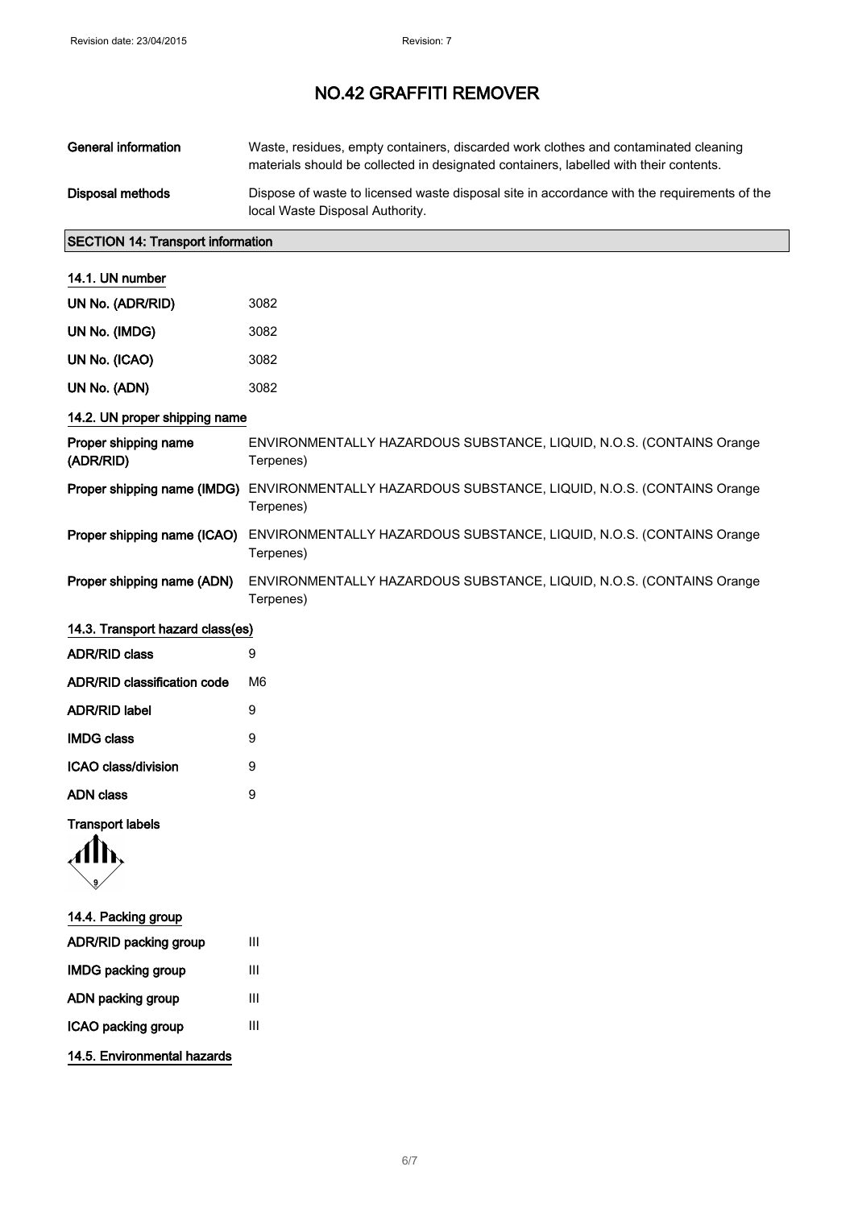# NO.42 GRAFFITI REMOVER

| | |
|---|---|
| **General information** | Waste, residues, empty containers, discarded work clothes and contaminated cleaning materials should be collected in designated containers, labelled with their contents. |
| **Disposal methods** | Dispose of waste to licensed waste disposal site in accordance with the requirements of the local Waste Disposal Authority. |

## SECTION 14: Transport information

### 14.1. UN number

| | |
|---|---|
| **UN No. (ADR/RID)** | 3082 |
| **UN No. (IMDG)** | 3082 |
| **UN No. (ICAO)** | 3082 |
| **UN No. (ADN)** | 3082 |

### 14.2. UN proper shipping name

| | |
|---|---|
| **Proper shipping name (ADR/RID)** | ENVIRONMENTALLY HAZARDOUS SUBSTANCE, LIQUID, N.O.S. (CONTAINS Orange Terpenes) |
| **Proper shipping name (IMDG)** | ENVIRONMENTALLY HAZARDOUS SUBSTANCE, LIQUID, N.O.S. (CONTAINS Orange Terpenes) |
| **Proper shipping name (ICAO)** | ENVIRONMENTALLY HAZARDOUS SUBSTANCE, LIQUID, N.O.S. (CONTAINS Orange Terpenes) |
| **Proper shipping name (ADN)** | ENVIRONMENTALLY HAZARDOUS SUBSTANCE, LIQUID, N.O.S. (CONTAINS Orange Terpenes) |

### 14.3. Transport hazard class(es)

| | |
|---|---|
| **ADR/RID class** | 9 |
| **ADR/RID classification code** | M6 |
| **ADR/RID label** | 9 |
| **IMDG class** | 9 |
| **ICAO class/division** | 9 |
| **ADN class** | 9 |

**Transport labels**

### 14.4. Packing group

| | |
|---|---|
| **ADR/RID packing group** | III |
| **IMDG packing group** | III |
| **ADN packing group** | III |
| **ICAO packing group** | III |

### 14.5. Environmental hazards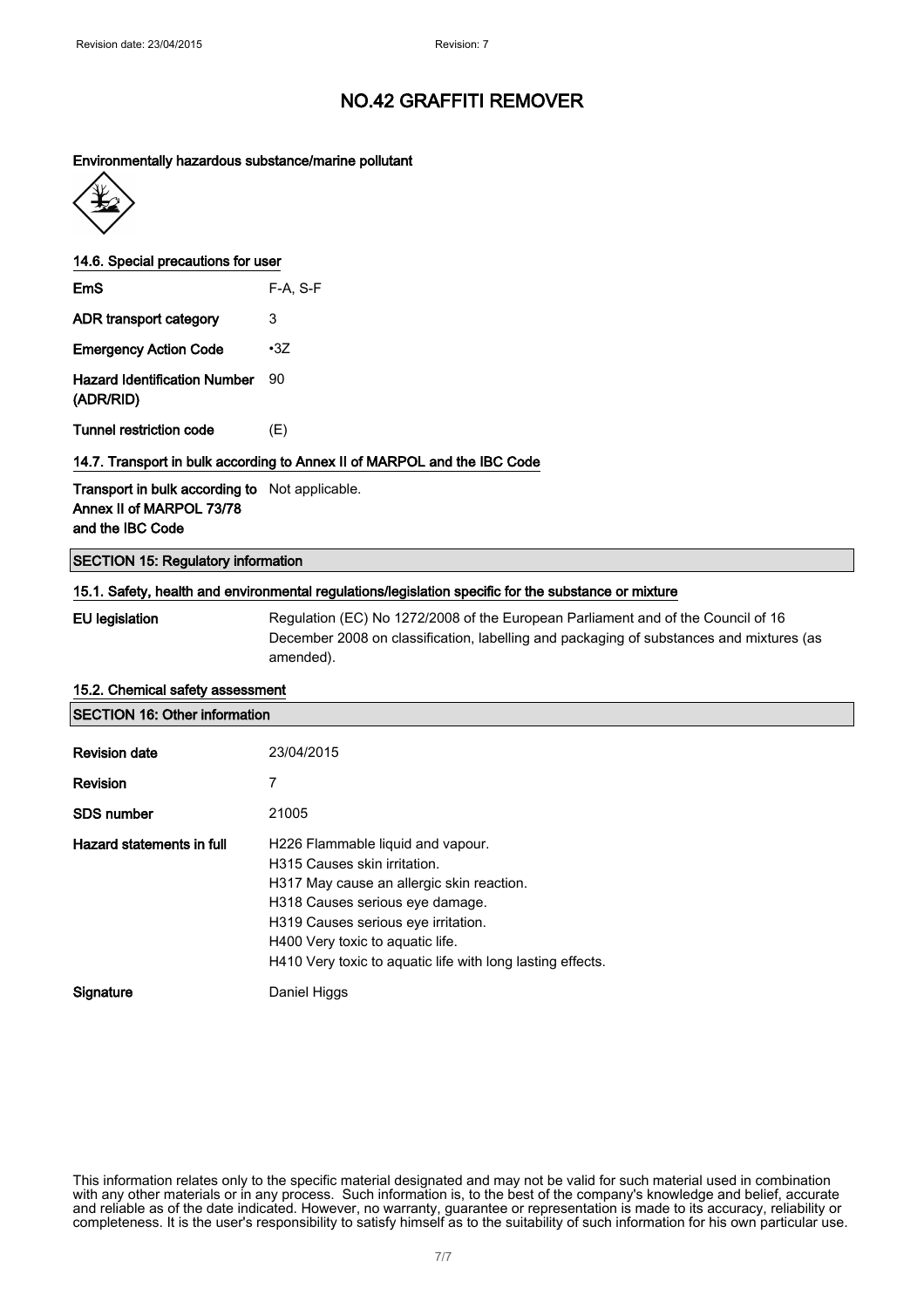# NO.42 GRAFFITI REMOVER

**Environmentally hazardous substance/marine pollutant**

### 14.6. Special precautions for user

| | |
|---|---|
| **EmS** | F-A, S-F |
| **ADR transport category** | 3 |
| **Emergency Action Code** | •3Z |
| **Hazard Identification Number (ADR/RID)** | 90 |
| **Tunnel restriction code** | (E) |

### 14.7. Transport in bulk according to Annex II of MARPOL and the IBC Code

| | |
|---|---|
| **Transport in bulk according to Annex II of MARPOL 73/78 and the IBC Code** | Not applicable. |

## SECTION 15: Regulatory information

### 15.1. Safety, health and environmental regulations/legislation specific for the substance or mixture

| | |
|---|---|
| **EU legislation** | Regulation (EC) No 1272/2008 of the European Parliament and of the Council of 16 December 2008 on classification, labelling and packaging of substances and mixtures (as amended). |

### 15.2. Chemical safety assessment

## SECTION 16: Other information

| | |
|---|---|
| **Revision date** | 23/04/2015 |
| **Revision** | 7 |
| **SDS number** | 21005 |
| **Hazard statements in full** | H226 Flammable liquid and vapour.<br>H315 Causes skin irritation.<br>H317 May cause an allergic skin reaction.<br>H318 Causes serious eye damage.<br>H319 Causes serious eye irritation.<br>H400 Very toxic to aquatic life.<br>H410 Very toxic to aquatic life with long lasting effects. |
| **Signature** | Daniel Higgs |

This information relates only to the specific material designated and may not be valid for such material used in combination with any other materials or in any process. Such information is, to the best of the company's knowledge and belief, accurate and reliable as of the date indicated. However, no warranty, guarantee or representation is made to its accuracy, reliability or completeness. It is the user's responsibility to satisfy himself as to the suitability of such information for his own particular use.